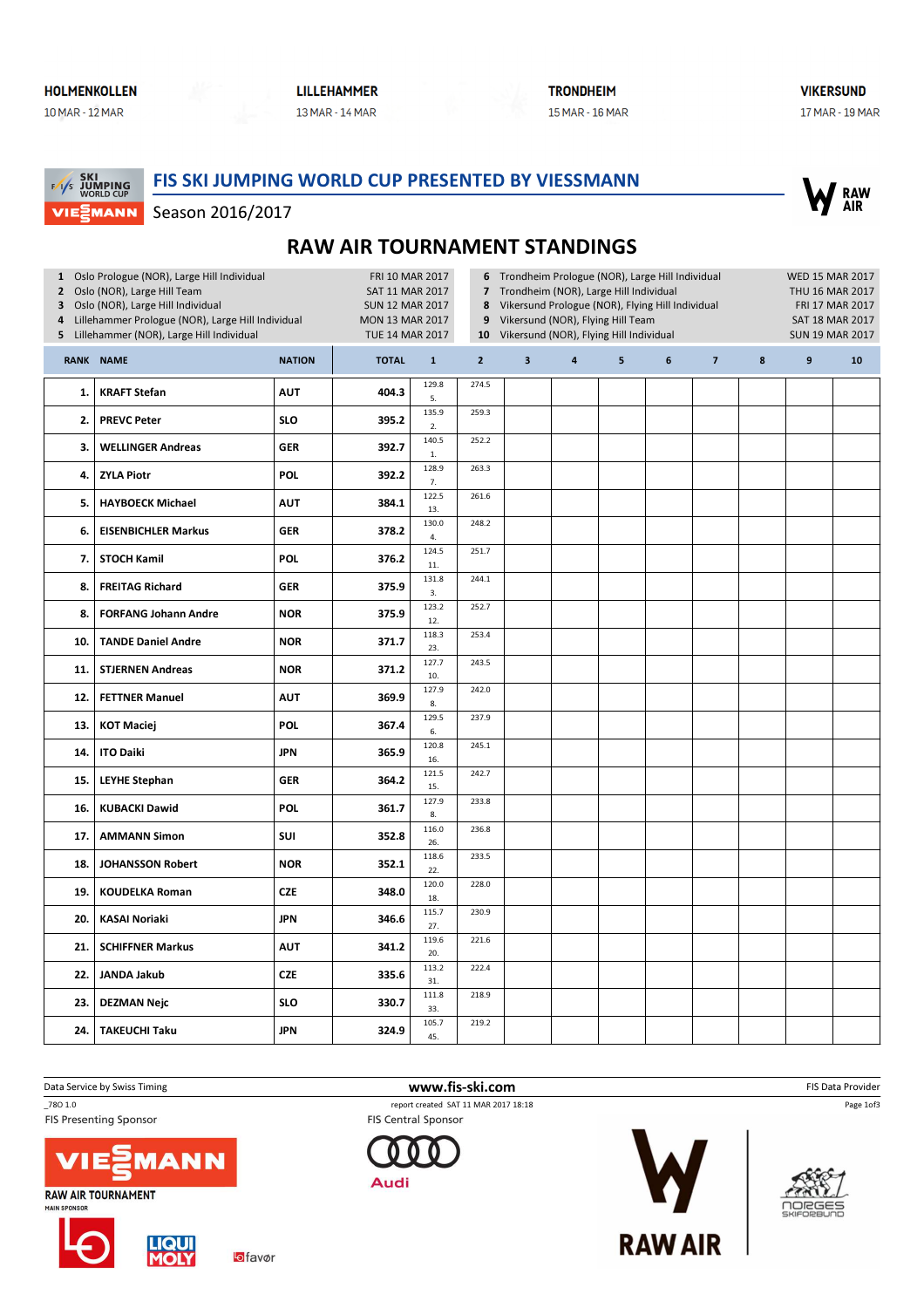HOLMENKOLLEN 10 MAR - 12 MAR | LILLEHAMMER 13 MAR - 14 MAR | TRONDHEIM 15 MAR - 16 MAR | VIKERSUND 17 MAR - 19 MAR

## FIS SKI JUMPING WORLD CUP PRESENTED BY VIESSMANN

Season 2016/2017

# RAW AIR TOURNAMENT STANDINGS

| | Competition | Date |
|---|---|---|
| 1 | Oslo Prologue (NOR), Large Hill Individual | FRI 10 MAR 2017 |
| 2 | Oslo (NOR), Large Hill Team | SAT 11 MAR 2017 |
| 3 | Oslo (NOR), Large Hill Individual | SUN 12 MAR 2017 |
| 4 | Lillehammer Prologue (NOR), Large Hill Individual | MON 13 MAR 2017 |
| 5 | Lillehammer (NOR), Large Hill Individual | TUE 14 MAR 2017 |
| 6 | Trondheim Prologue (NOR), Large Hill Individual | WED 15 MAR 2017 |
| 7 | Trondheim (NOR), Large Hill Individual | THU 16 MAR 2017 |
| 8 | Vikersund Prologue (NOR), Flying Hill Individual | FRI 17 MAR 2017 |
| 9 | Vikersund (NOR), Flying Hill Team | SAT 18 MAR 2017 |
| 10 | Vikersund (NOR), Flying Hill Individual | SUN 19 MAR 2017 |

| RANK | NAME | NATION | TOTAL | 1 | 2 | 3 | 4 | 5 | 6 | 7 | 8 | 9 | 10 |
|---|---|---|---|---|---|---|---|---|---|---|---|---|---|
| 1. | KRAFT Stefan | AUT | 404.3 | 129.8 5. | 274.5 | | | | | | | | |
| 2. | PREVC Peter | SLO | 395.2 | 135.9 2. | 259.3 | | | | | | | | |
| 3. | WELLINGER Andreas | GER | 392.7 | 140.5 1. | 252.2 | | | | | | | | |
| 4. | ZYLA Piotr | POL | 392.2 | 128.9 7. | 263.3 | | | | | | | | |
| 5. | HAYBOECK Michael | AUT | 384.1 | 122.5 13. | 261.6 | | | | | | | | |
| 6. | EISENBICHLER Markus | GER | 378.2 | 130.0 4. | 248.2 | | | | | | | | |
| 7. | STOCH Kamil | POL | 376.2 | 124.5 11. | 251.7 | | | | | | | | |
| 8. | FREITAG Richard | GER | 375.9 | 131.8 3. | 244.1 | | | | | | | | |
| 8. | FORFANG Johann Andre | NOR | 375.9 | 123.2 12. | 252.7 | | | | | | | | |
| 10. | TANDE Daniel Andre | NOR | 371.7 | 118.3 23. | 253.4 | | | | | | | | |
| 11. | STJERNEN Andreas | NOR | 371.2 | 127.7 10. | 243.5 | | | | | | | | |
| 12. | FETTNER Manuel | AUT | 369.9 | 127.9 8. | 242.0 | | | | | | | | |
| 13. | KOT Maciej | POL | 367.4 | 129.5 6. | 237.9 | | | | | | | | |
| 14. | ITO Daiki | JPN | 365.9 | 120.8 16. | 245.1 | | | | | | | | |
| 15. | LEYHE Stephan | GER | 364.2 | 121.5 15. | 242.7 | | | | | | | | |
| 16. | KUBACKI Dawid | POL | 361.7 | 127.9 8. | 233.8 | | | | | | | | |
| 17. | AMMANN Simon | SUI | 352.8 | 116.0 26. | 236.8 | | | | | | | | |
| 18. | JOHANSSON Robert | NOR | 352.1 | 118.6 22. | 233.5 | | | | | | | | |
| 19. | KOUDELKA Roman | CZE | 348.0 | 120.0 18. | 228.0 | | | | | | | | |
| 20. | KASAI Noriaki | JPN | 346.6 | 115.7 27. | 230.9 | | | | | | | | |
| 21. | SCHIFFNER Markus | AUT | 341.2 | 119.6 20. | 221.6 | | | | | | | | |
| 22. | JANDA Jakub | CZE | 335.6 | 113.2 31. | 222.4 | | | | | | | | |
| 23. | DEZMAN Nejc | SLO | 330.7 | 111.8 33. | 218.9 | | | | | | | | |
| 24. | TAKEUCHI Taku | JPN | 324.9 | 105.7 45. | 219.2 | | | | | | | | |

Data Service by Swiss Timing | www.fis-ski.com | FIS Data Provider

_78O 1.0 | report created SAT 11 MAR 2017 18:18

FIS Presenting Sponsor | FIS Central Sponsor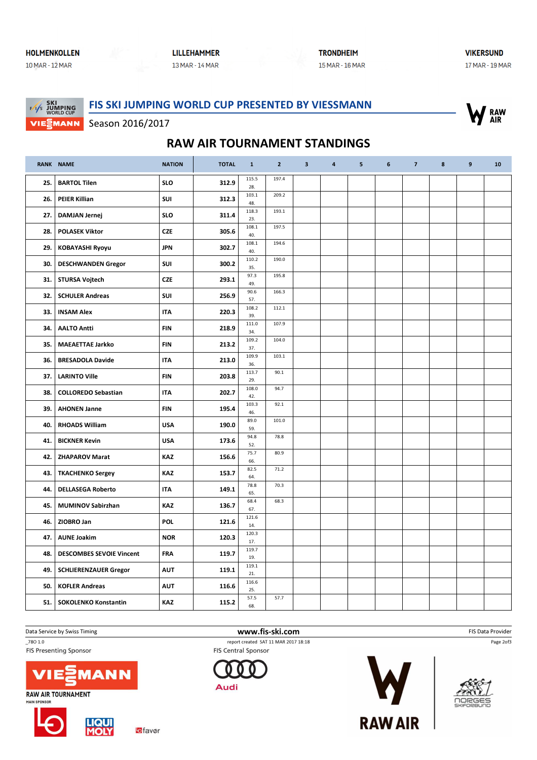HOLMENKOLLEN 10 MAR - 12 MAR | LILLEHAMMER 13 MAR - 14 MAR | TRONDHEIM 15 MAR - 16 MAR | VIKERSUND 17 MAR - 19 MAR

## FIS SKI JUMPING WORLD CUP PRESENTED BY VIESSMANN

Season 2016/2017

# RAW AIR TOURNAMENT STANDINGS

| RANK | NAME | NATION | TOTAL | 1 | 2 | 3 | 4 | 5 | 6 | 7 | 8 | 9 | 10 |
|---|---|---|---|---|---|---|---|---|---|---|---|---|---|
| 25. | BARTOL Tilen | SLO | 312.9 | 115.5 28. | 197.4 | | | | | | | | |
| 26. | PEIER Killian | SUI | 312.3 | 103.1 48. | 209.2 | | | | | | | | |
| 27. | DAMJAN Jernej | SLO | 311.4 | 118.3 23. | 193.1 | | | | | | | | |
| 28. | POLASEK Viktor | CZE | 305.6 | 108.1 40. | 197.5 | | | | | | | | |
| 29. | KOBAYASHI Ryoyu | JPN | 302.7 | 108.1 40. | 194.6 | | | | | | | | |
| 30. | DESCHWANDEN Gregor | SUI | 300.2 | 110.2 35. | 190.0 | | | | | | | | |
| 31. | STURSA Vojtech | CZE | 293.1 | 97.3 49. | 195.8 | | | | | | | | |
| 32. | SCHULER Andreas | SUI | 256.9 | 90.6 57. | 166.3 | | | | | | | | |
| 33. | INSAM Alex | ITA | 220.3 | 108.2 39. | 112.1 | | | | | | | | |
| 34. | AALTO Antti | FIN | 218.9 | 111.0 34. | 107.9 | | | | | | | | |
| 35. | MAEAETTAE Jarkko | FIN | 213.2 | 109.2 37. | 104.0 | | | | | | | | |
| 36. | BRESADOLA Davide | ITA | 213.0 | 109.9 36. | 103.1 | | | | | | | | |
| 37. | LARINTO Ville | FIN | 203.8 | 113.7 29. | 90.1 | | | | | | | | |
| 38. | COLLOREDO Sebastian | ITA | 202.7 | 108.0 42. | 94.7 | | | | | | | | |
| 39. | AHONEN Janne | FIN | 195.4 | 103.3 46. | 92.1 | | | | | | | | |
| 40. | RHOADS William | USA | 190.0 | 89.0 59. | 101.0 | | | | | | | | |
| 41. | BICKNER Kevin | USA | 173.6 | 94.8 52. | 78.8 | | | | | | | | |
| 42. | ZHAPAROV Marat | KAZ | 156.6 | 75.7 66. | 80.9 | | | | | | | | |
| 43. | TKACHENKO Sergey | KAZ | 153.7 | 82.5 64. | 71.2 | | | | | | | | |
| 44. | DELLASEGA Roberto | ITA | 149.1 | 78.8 65. | 70.3 | | | | | | | | |
| 45. | MUMINOV Sabirzhan | KAZ | 136.7 | 68.4 67. | 68.3 | | | | | | | | |
| 46. | ZIOBRO Jan | POL | 121.6 | 121.6 14. | | | | | | | | | |
| 47. | AUNE Joakim | NOR | 120.3 | 120.3 17. | | | | | | | | | |
| 48. | DESCOMBES SEVOIE Vincent | FRA | 119.7 | 119.7 19. | | | | | | | | | |
| 49. | SCHLIERENZAUER Gregor | AUT | 119.1 | 119.1 21. | | | | | | | | | |
| 50. | KOFLER Andreas | AUT | 116.6 | 116.6 25. | | | | | | | | | |
| 51. | SOKOLENKO Konstantin | KAZ | 115.2 | 57.5 68. | 57.7 | | | | | | | | |

Data Service by Swiss Timing | www.fis-ski.com | FIS Data Provider

_78O 1.0 | report created SAT 11 MAR 2017 18:18

FIS Presenting Sponsor | FIS Central Sponsor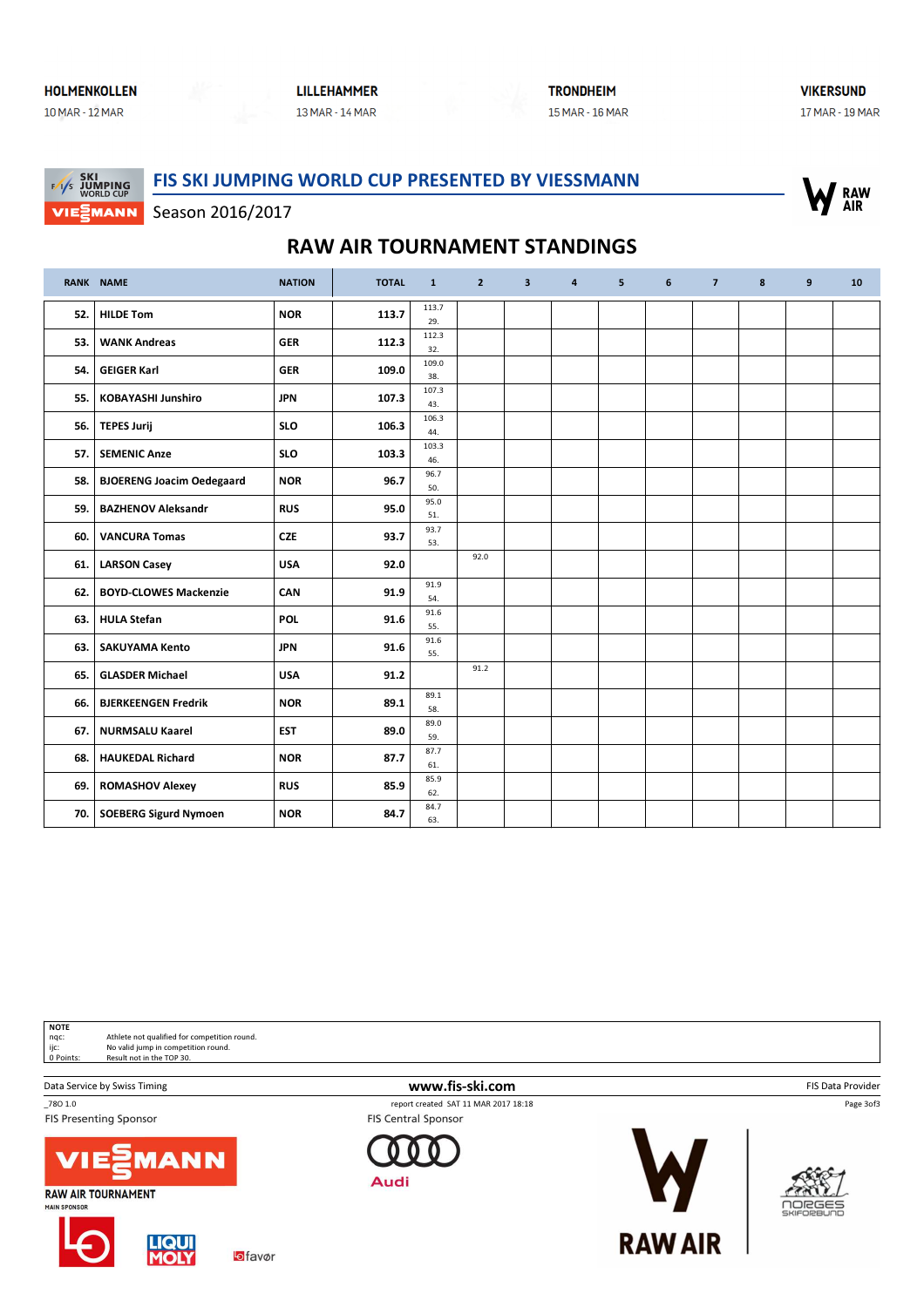HOLMENKOLLEN 10 MAR - 12 MAR | LILLEHAMMER 13 MAR - 14 MAR | TRONDHEIM 15 MAR - 16 MAR | VIKERSUND 17 MAR - 19 MAR

## FIS SKI JUMPING WORLD CUP PRESENTED BY VIESSMANN

Season 2016/2017

# RAW AIR TOURNAMENT STANDINGS

| RANK | NAME | NATION | TOTAL | 1 | 2 | 3 | 4 | 5 | 6 | 7 | 8 | 9 | 10 |
|---|---|---|---|---|---|---|---|---|---|---|---|---|---|
| 52. | HILDE Tom | NOR | 113.7 | 113.7 29. | | | | | | | | | |
| 53. | WANK Andreas | GER | 112.3 | 112.3 32. | | | | | | | | | |
| 54. | GEIGER Karl | GER | 109.0 | 109.0 38. | | | | | | | | | |
| 55. | KOBAYASHI Junshiro | JPN | 107.3 | 107.3 43. | | | | | | | | | |
| 56. | TEPES Jurij | SLO | 106.3 | 106.3 44. | | | | | | | | | |
| 57. | SEMENIC Anze | SLO | 103.3 | 103.3 46. | | | | | | | | | |
| 58. | BJOERENG Joacim Oedegaard | NOR | 96.7 | 96.7 50. | | | | | | | | | |
| 59. | BAZHENOV Aleksandr | RUS | 95.0 | 95.0 51. | | | | | | | | | |
| 60. | VANCURA Tomas | CZE | 93.7 | 93.7 53. | | | | | | | | | |
| 61. | LARSON Casey | USA | 92.0 | | 92.0 | | | | | | | | |
| 62. | BOYD-CLOWES Mackenzie | CAN | 91.9 | 91.9 54. | | | | | | | | | |
| 63. | HULA Stefan | POL | 91.6 | 91.6 55. | | | | | | | | | |
| 63. | SAKUYAMA Kento | JPN | 91.6 | 91.6 55. | | | | | | | | | |
| 65. | GLASDER Michael | USA | 91.2 | | 91.2 | | | | | | | | |
| 66. | BJERKEENGEN Fredrik | NOR | 89.1 | 89.1 58. | | | | | | | | | |
| 67. | NURMSALU Kaarel | EST | 89.0 | 89.0 59. | | | | | | | | | |
| 68. | HAUKEDAL Richard | NOR | 87.7 | 87.7 61. | | | | | | | | | |
| 69. | ROMASHOV Alexey | RUS | 85.9 | 85.9 62. | | | | | | | | | |
| 70. | SOEBERG Sigurd Nymoen | NOR | 84.7 | 84.7 63. | | | | | | | | | |

**NOTE**

nqc: Athlete not qualified for competition round.
ijc: No valid jump in competition round.
0 Points: Result not in the TOP 30.

Data Service by Swiss Timing — www.fis-ski.com — FIS Data Provider

_78O 1.0 — report created SAT 11 MAR 2017 18:18

FIS Presenting Sponsor — FIS Central Sponsor

RAW AIR TOURNAMENT MAIN SPONSOR